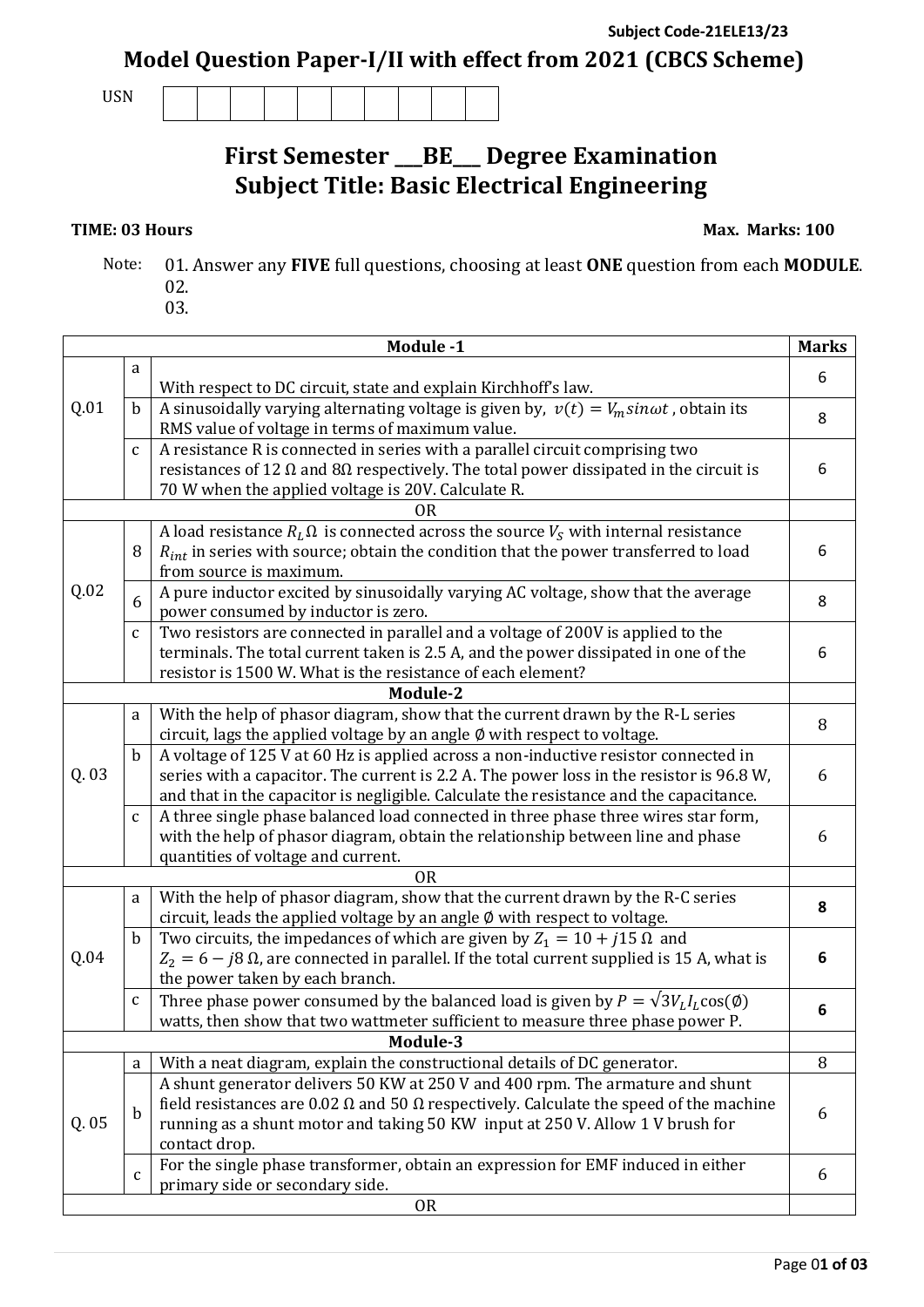Subject Code-21ELE13/23

# Model Question Paper-I/II with effect from 2021 (CBCS Scheme)

USN | | | | | | | | | | |

## First Semester \_\_\_BE\_\_\_ Degree Examination
## Subject Title: Basic Electrical Engineering

**TIME: 03 Hours** **Max. Marks: 100**

Note: 01. Answer any **FIVE** full questions, choosing at least **ONE** question from each **MODULE**.
02.
03.

| | | **Module -1** | **Marks** |
|---|---|---|---|
| Q.01 | a | With respect to DC circuit, state and explain Kirchhoff's law. | 6 |
| | b | A sinusoidally varying alternating voltage is given by, $v(t) = V_m sin\omega t$ , obtain its RMS value of voltage in terms of maximum value. | 8 |
| | c | A resistance R is connected in series with a parallel circuit comprising two resistances of 12 Ω and 8Ω respectively. The total power dissipated in the circuit is 70 W when the applied voltage is 20V. Calculate R. | 6 |
| | | OR | |
| Q.02 | 8 | A load resistance $R_L$ Ω is connected across the source $V_S$ with internal resistance $R_{int}$ in series with source; obtain the condition that the power transferred to load from source is maximum. | 6 |
| | 6 | A pure inductor excited by sinusoidally varying AC voltage, show that the average power consumed by inductor is zero. | 8 |
| | c | Two resistors are connected in parallel and a voltage of 200V is applied to the terminals. The total current taken is 2.5 A, and the power dissipated in one of the resistor is 1500 W. What is the resistance of each element? | 6 |
| | | **Module-2** | |
| Q. 03 | a | With the help of phasor diagram, show that the current drawn by the R-L series circuit, lags the applied voltage by an angle ∅ with respect to voltage. | 8 |
| | b | A voltage of 125 V at 60 Hz is applied across a non-inductive resistor connected in series with a capacitor. The current is 2.2 A. The power loss in the resistor is 96.8 W, and that in the capacitor is negligible. Calculate the resistance and the capacitance. | 6 |
| | c | A three single phase balanced load connected in three phase three wires star form, with the help of phasor diagram, obtain the relationship between line and phase quantities of voltage and current. | 6 |
| | | OR | |
| Q.04 | a | With the help of phasor diagram, show that the current drawn by the R-C series circuit, leads the applied voltage by an angle ∅ with respect to voltage. | **8** |
| | b | Two circuits, the impedances of which are given by $Z_1 = 10 + j15\ \Omega$ and $Z_2 = 6 - j8\ \Omega$, are connected in parallel. If the total current supplied is 15 A, what is the power taken by each branch. | **6** |
| | c | Three phase power consumed by the balanced load is given by $P = \sqrt{3}V_L I_L \cos(\emptyset)$ watts, then show that two wattmeter sufficient to measure three phase power P. | **6** |
| | | **Module-3** | |
| Q. 05 | a | With a neat diagram, explain the constructional details of DC generator. | 8 |
| | b | A shunt generator delivers 50 KW at 250 V and 400 rpm. The armature and shunt field resistances are 0.02 Ω and 50 Ω respectively. Calculate the speed of the machine running as a shunt motor and taking 50 KW input at 250 V. Allow 1 V brush for contact drop. | 6 |
| | c | For the single phase transformer, obtain an expression for EMF induced in either primary side or secondary side. | 6 |
| | | OR | |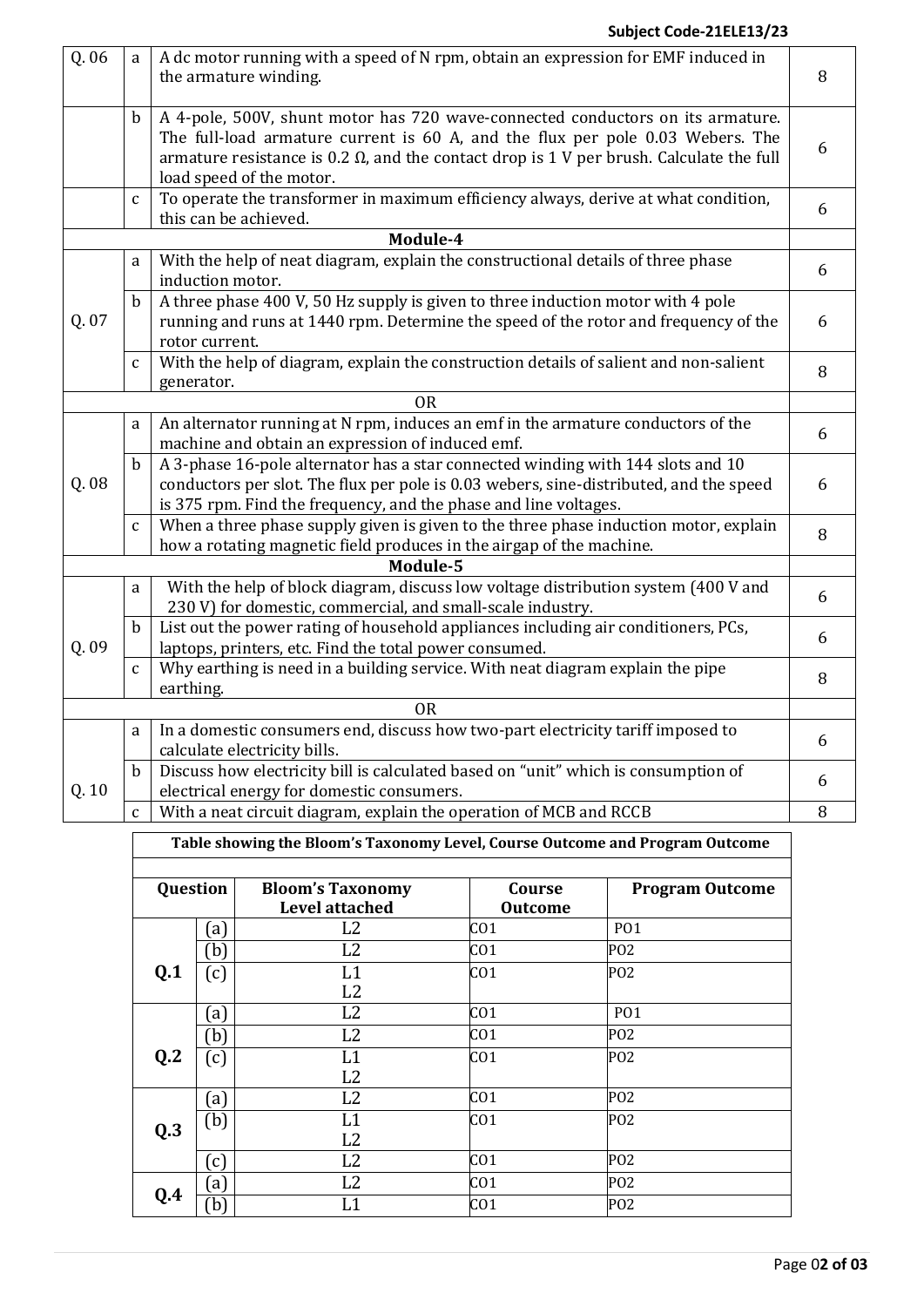| Q. 06 | a | A dc motor running with a speed of N rpm, obtain an expression for EMF induced in the armature winding. | 8 |
|---|---|---|---|
| | b | A 4-pole, 500V, shunt motor has 720 wave-connected conductors on its armature. The full-load armature current is 60 A, and the flux per pole 0.03 Webers. The armature resistance is 0.2 Ω, and the contact drop is 1 V per brush. Calculate the full load speed of the motor. | 6 |
| | c | To operate the transformer in maximum efficiency always, derive at what condition, this can be achieved. | 6 |
| | | **Module-4** | |
| Q. 07 | a | With the help of neat diagram, explain the constructional details of three phase induction motor. | 6 |
| | b | A three phase 400 V, 50 Hz supply is given to three induction motor with 4 pole running and runs at 1440 rpm. Determine the speed of the rotor and frequency of the rotor current. | 6 |
| | c | With the help of diagram, explain the construction details of salient and non-salient generator. | 8 |
| | | **OR** | |
| Q. 08 | a | An alternator running at N rpm, induces an emf in the armature conductors of the machine and obtain an expression of induced emf. | 6 |
| | b | A 3-phase 16-pole alternator has a star connected winding with 144 slots and 10 conductors per slot. The flux per pole is 0.03 webers, sine-distributed, and the speed is 375 rpm. Find the frequency, and the phase and line voltages. | 6 |
| | c | When a three phase supply given is given to the three phase induction motor, explain how a rotating magnetic field produces in the airgap of the machine. | 8 |
| | | **Module-5** | |
| Q. 09 | a | With the help of block diagram, discuss low voltage distribution system (400 V and 230 V) for domestic, commercial, and small-scale industry. | 6 |
| | b | List out the power rating of household appliances including air conditioners, PCs, laptops, printers, etc. Find the total power consumed. | 6 |
| | c | Why earthing is need in a building service. With neat diagram explain the pipe earthing. | 8 |
| | | **OR** | |
| Q. 10 | a | In a domestic consumers end, discuss how two-part electricity tariff imposed to calculate electricity bills. | 6 |
| | b | Discuss how electricity bill is calculated based on "unit" which is consumption of electrical energy for domestic consumers. | 6 |
| | c | With a neat circuit diagram, explain the operation of MCB and RCCB | 8 |

**Table showing the Bloom's Taxonomy Level, Course Outcome and Program Outcome**

| Question | | Bloom's Taxonomy Level attached | Course Outcome | Program Outcome |
|---|---|---|---|---|
| **Q.1** | (a) | L2 | CO1 | PO1 |
| | (b) | L2 | CO1 | PO2 |
| | (c) | L1 L2 | CO1 | PO2 |
| **Q.2** | (a) | L2 | CO1 | PO1 |
| | (b) | L2 | CO1 | PO2 |
| | (c) | L1 L2 | CO1 | PO2 |
| **Q.3** | (a) | L2 | CO1 | PO2 |
| | (b) | L1 L2 | CO1 | PO2 |
| | (c) | L2 | CO1 | PO2 |
| **Q.4** | (a) | L2 | CO1 | PO2 |
| | (b) | L1 | CO1 | PO2 |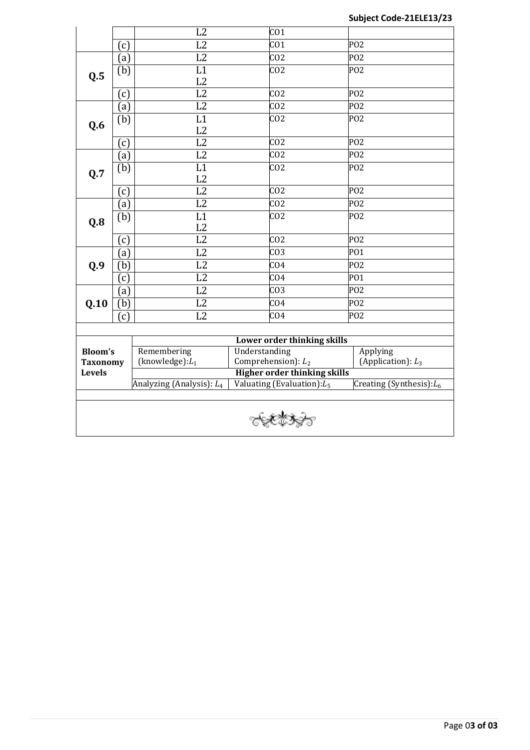| | | | | |
|---|---|---|---|---|
| | | L2 | CO1 | |
| | (c) | L2 | CO1 | PO2 |
| **Q.5** | (a) | L2 | CO2 | PO2 |
| | (b) | L1<br>L2 | CO2 | PO2 |
| | (c) | L2 | CO2 | PO2 |
| **Q.6** | (a) | L2 | CO2 | PO2 |
| | (b) | L1<br>L2 | CO2 | PO2 |
| | (c) | L2 | CO2 | PO2 |
| **Q.7** | (a) | L2 | CO2 | PO2 |
| | (b) | L1<br>L2 | CO2 | PO2 |
| | (c) | L2 | CO2 | PO2 |
| **Q.8** | (a) | L2 | CO2 | PO2 |
| | (b) | L1<br>L2 | CO2 | PO2 |
| | (c) | L2 | CO2 | PO2 |
| **Q.9** | (a) | L2 | CO3 | PO1 |
| | (b) | L2 | CO4 | PO2 |
| | (c) | L2 | CO4 | PO1 |
| **Q.10** | (a) | L2 | CO3 | PO2 |
| | (b) | L2 | CO4 | PO2 |
| | (c) | L2 | CO4 | PO2 |

| | | | |
|---|---|---|---|
| **Bloom's Taxonomy Levels** | | **Lower order thinking skills** | |
| | Remembering (knowledge): $L_1$ | Understanding Comprehension): $L_2$ | Applying (Application): $L_3$ |
| | | **Higher order thinking skills** | |
| | Analyzing (Analysis): $L_4$ | Valuating (Evaluation): $L_5$ | Creating (Synthesis): $L_6$ |